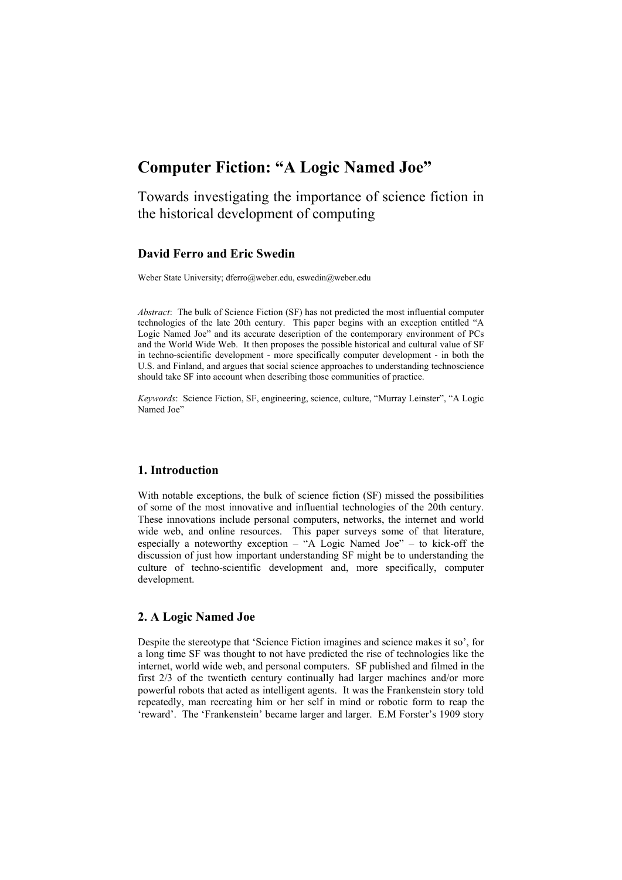# Computer Fiction: "A Logic Named Joe"

## Towards investigating the importance of science fiction in the historical development of computing

**David Ferro and Eric Swedin**

Weber State University; dferro@weber.edu, eswedin@weber.edu

*Abstract*: The bulk of Science Fiction (SF) has not predicted the most influential computer technologies of the late 20th century. This paper begins with an exception entitled "A Logic Named Joe" and its accurate description of the contemporary environment of PCs and the World Wide Web. It then proposes the possible historical and cultural value of SF in techno-scientific development - more specifically computer development - in both the U.S. and Finland, and argues that social science approaches to understanding technoscience should take SF into account when describing those communities of practice.

*Keywords*: Science Fiction, SF, engineering, science, culture, "Murray Leinster", "A Logic Named Joe"

### 1. Introduction

With notable exceptions, the bulk of science fiction (SF) missed the possibilities of some of the most innovative and influential technologies of the 20th century. These innovations include personal computers, networks, the internet and world wide web, and online resources. This paper surveys some of that literature, especially a noteworthy exception – "A Logic Named Joe" – to kick-off the discussion of just how important understanding SF might be to understanding the culture of techno-scientific development and, more specifically, computer development.

### 2. A Logic Named Joe

Despite the stereotype that 'Science Fiction imagines and science makes it so', for a long time SF was thought to not have predicted the rise of technologies like the internet, world wide web, and personal computers. SF published and filmed in the first 2/3 of the twentieth century continually had larger machines and/or more powerful robots that acted as intelligent agents. It was the Frankenstein story told repeatedly, man recreating him or her self in mind or robotic form to reap the 'reward'. The 'Frankenstein' became larger and larger. E.M Forster's 1909 story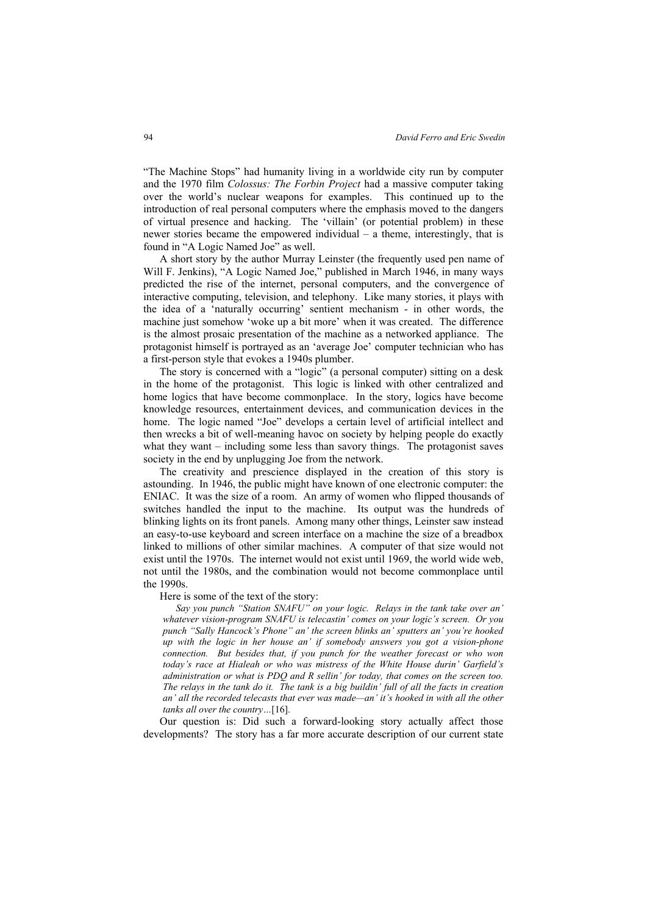"The Machine Stops" had humanity living in a worldwide city run by computer and the 1970 film *Colossus: The Forbin Project* had a massive computer taking over the world's nuclear weapons for examples. This continued up to the introduction of real personal computers where the emphasis moved to the dangers of virtual presence and hacking. The 'villain' (or potential problem) in these newer stories became the empowered individual – a theme, interestingly, that is found in "A Logic Named Joe" as well.

A short story by the author Murray Leinster (the frequently used pen name of Will F. Jenkins), "A Logic Named Joe," published in March 1946, in many ways predicted the rise of the internet, personal computers, and the convergence of interactive computing, television, and telephony. Like many stories, it plays with the idea of a 'naturally occurring' sentient mechanism - in other words, the machine just somehow 'woke up a bit more' when it was created. The difference is the almost prosaic presentation of the machine as a networked appliance. The protagonist himself is portrayed as an 'average Joe' computer technician who has a first-person style that evokes a 1940s plumber.

The story is concerned with a "logic" (a personal computer) sitting on a desk in the home of the protagonist. This logic is linked with other centralized and home logics that have become commonplace. In the story, logics have become knowledge resources, entertainment devices, and communication devices in the home. The logic named "Joe" develops a certain level of artificial intellect and then wrecks a bit of well-meaning havoc on society by helping people do exactly what they want – including some less than savory things. The protagonist saves society in the end by unplugging Joe from the network.

The creativity and prescience displayed in the creation of this story is astounding. In 1946, the public might have known of one electronic computer: the ENIAC. It was the size of a room. An army of women who flipped thousands of switches handled the input to the machine. Its output was the hundreds of blinking lights on its front panels. Among many other things, Leinster saw instead an easy-to-use keyboard and screen interface on a machine the size of a breadbox linked to millions of other similar machines. A computer of that size would not exist until the 1970s. The internet would not exist until 1969, the world wide web, not until the 1980s, and the combination would not become commonplace until the 1990s.

Here is some of the text of the story:

> *Say you punch "Station SNAFU" on your logic. Relays in the tank take over an' whatever vision-program SNAFU is telecastin' comes on your logic's screen. Or you punch "Sally Hancock's Phone" an' the screen blinks an' sputters an' you're hooked up with the logic in her house an' if somebody answers you got a vision-phone connection. But besides that, if you punch for the weather forecast or who won today's race at Hialeah or who was mistress of the White House durin' Garfield's administration or what is PDQ and R sellin' for today, that comes on the screen too. The relays in the tank do it. The tank is a big buildin' full of all the facts in creation an' all the recorded telecasts that ever was made—an' it's hooked in with all the other tanks all over the country…*[16].

Our question is: Did such a forward-looking story actually affect those developments? The story has a far more accurate description of our current state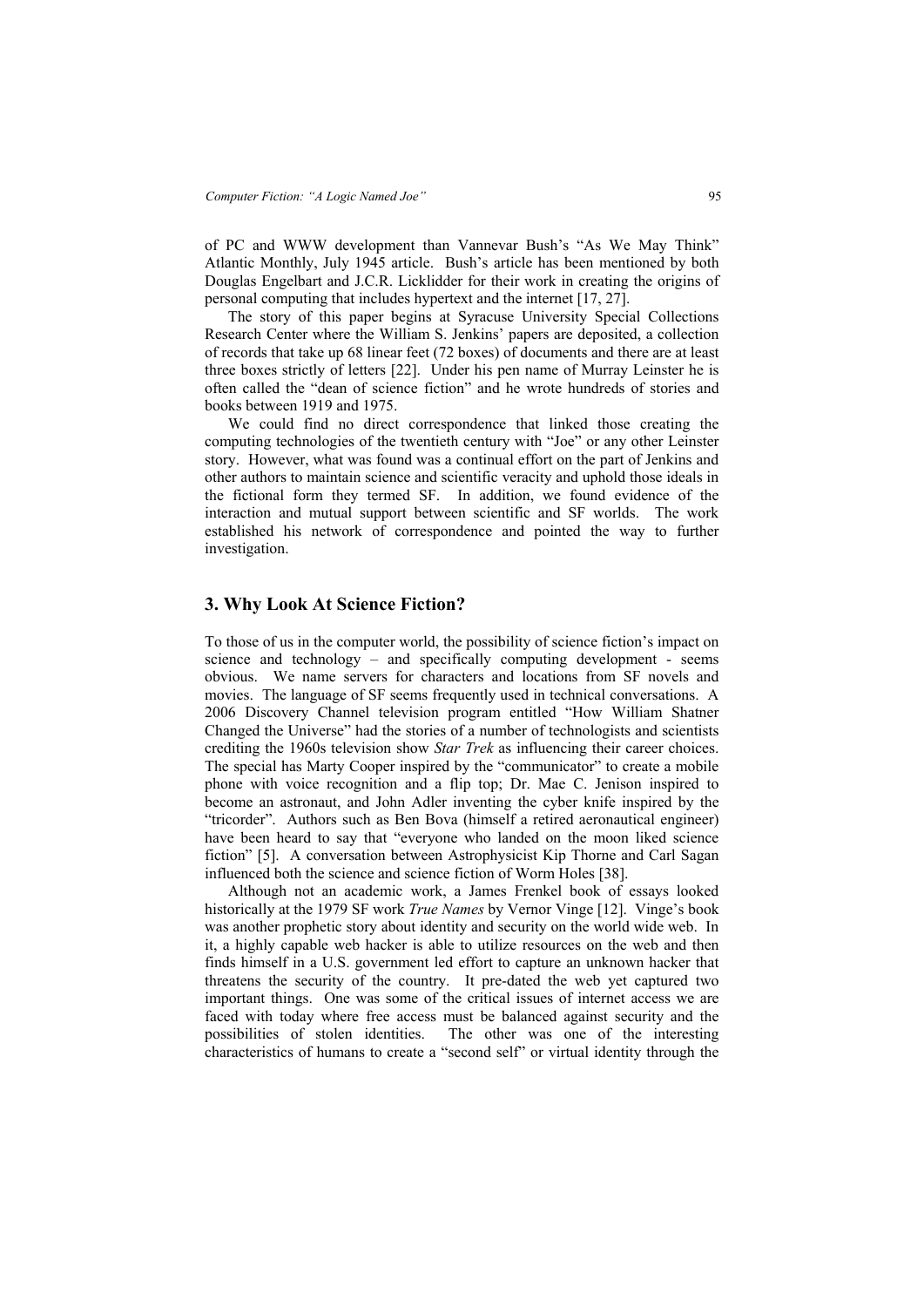of PC and WWW development than Vannevar Bush's "As We May Think" Atlantic Monthly, July 1945 article. Bush's article has been mentioned by both Douglas Engelbart and J.C.R. Licklidder for their work in creating the origins of personal computing that includes hypertext and the internet [17, 27].

The story of this paper begins at Syracuse University Special Collections Research Center where the William S. Jenkins' papers are deposited, a collection of records that take up 68 linear feet (72 boxes) of documents and there are at least three boxes strictly of letters [22]. Under his pen name of Murray Leinster he is often called the "dean of science fiction" and he wrote hundreds of stories and books between 1919 and 1975.

We could find no direct correspondence that linked those creating the computing technologies of the twentieth century with "Joe" or any other Leinster story. However, what was found was a continual effort on the part of Jenkins and other authors to maintain science and scientific veracity and uphold those ideals in the fictional form they termed SF. In addition, we found evidence of the interaction and mutual support between scientific and SF worlds. The work established his network of correspondence and pointed the way to further investigation.

## 3. Why Look At Science Fiction?

To those of us in the computer world, the possibility of science fiction's impact on science and technology – and specifically computing development - seems obvious. We name servers for characters and locations from SF novels and movies. The language of SF seems frequently used in technical conversations. A 2006 Discovery Channel television program entitled "How William Shatner Changed the Universe" had the stories of a number of technologists and scientists crediting the 1960s television show *Star Trek* as influencing their career choices. The special has Marty Cooper inspired by the "communicator" to create a mobile phone with voice recognition and a flip top; Dr. Mae C. Jenison inspired to become an astronaut, and John Adler inventing the cyber knife inspired by the "tricorder". Authors such as Ben Bova (himself a retired aeronautical engineer) have been heard to say that "everyone who landed on the moon liked science fiction" [5]. A conversation between Astrophysicist Kip Thorne and Carl Sagan influenced both the science and science fiction of Worm Holes [38].

Although not an academic work, a James Frenkel book of essays looked historically at the 1979 SF work *True Names* by Vernor Vinge [12]. Vinge's book was another prophetic story about identity and security on the world wide web. In it, a highly capable web hacker is able to utilize resources on the web and then finds himself in a U.S. government led effort to capture an unknown hacker that threatens the security of the country. It pre-dated the web yet captured two important things. One was some of the critical issues of internet access we are faced with today where free access must be balanced against security and the possibilities of stolen identities. The other was one of the interesting characteristics of humans to create a "second self" or virtual identity through the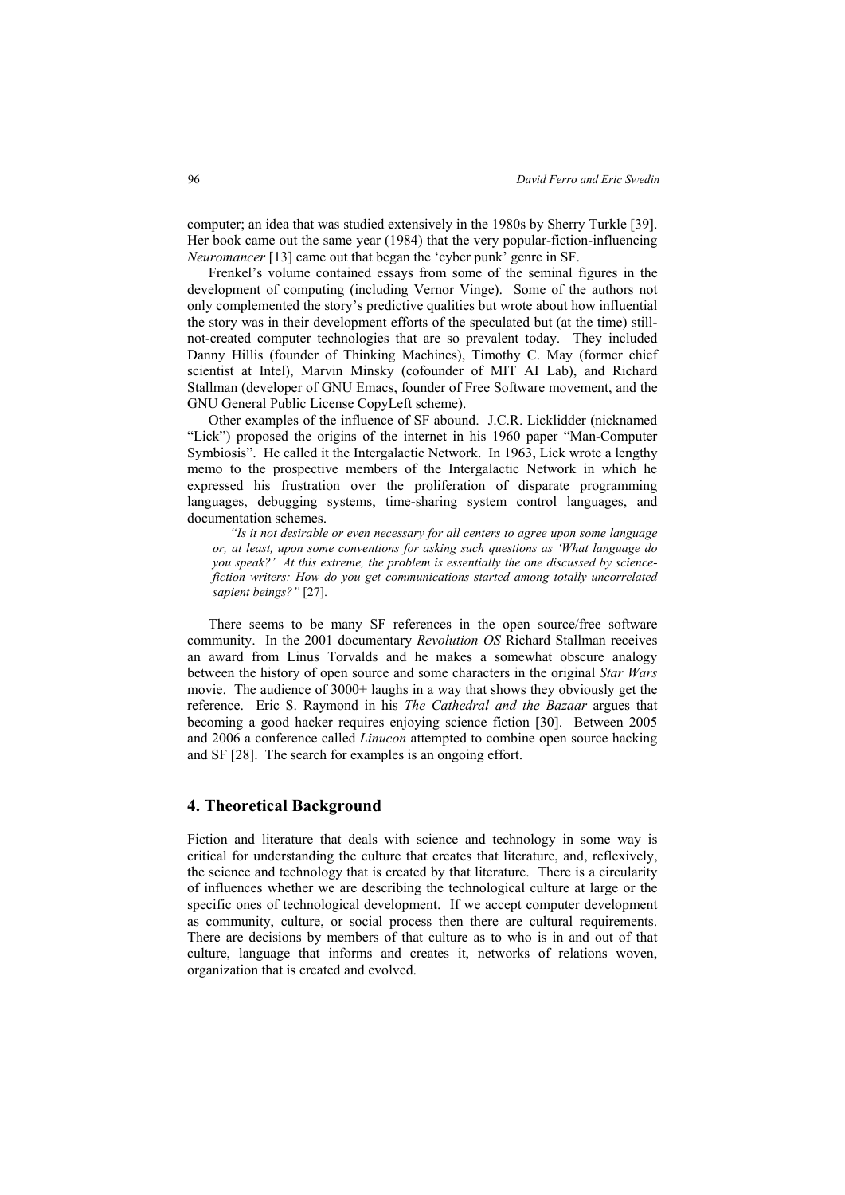computer; an idea that was studied extensively in the 1980s by Sherry Turkle [39]. Her book came out the same year (1984) that the very popular-fiction-influencing *Neuromancer* [13] came out that began the 'cyber punk' genre in SF.

Frenkel's volume contained essays from some of the seminal figures in the development of computing (including Vernor Vinge). Some of the authors not only complemented the story's predictive qualities but wrote about how influential the story was in their development efforts of the speculated but (at the time) still-not-created computer technologies that are so prevalent today. They included Danny Hillis (founder of Thinking Machines), Timothy C. May (former chief scientist at Intel), Marvin Minsky (cofounder of MIT AI Lab), and Richard Stallman (developer of GNU Emacs, founder of Free Software movement, and the GNU General Public License CopyLeft scheme).

Other examples of the influence of SF abound. J.C.R. Licklidder (nicknamed "Lick") proposed the origins of the internet in his 1960 paper "Man-Computer Symbiosis". He called it the Intergalactic Network. In 1963, Lick wrote a lengthy memo to the prospective members of the Intergalactic Network in which he expressed his frustration over the proliferation of disparate programming languages, debugging systems, time-sharing system control languages, and documentation schemes.

> *"Is it not desirable or even necessary for all centers to agree upon some language or, at least, upon some conventions for asking such questions as 'What language do you speak?' At this extreme, the problem is essentially the one discussed by science-fiction writers: How do you get communications started among totally uncorrelated sapient beings?"* [27].

There seems to be many SF references in the open source/free software community. In the 2001 documentary *Revolution OS* Richard Stallman receives an award from Linus Torvalds and he makes a somewhat obscure analogy between the history of open source and some characters in the original *Star Wars* movie. The audience of 3000+ laughs in a way that shows they obviously get the reference. Eric S. Raymond in his *The Cathedral and the Bazaar* argues that becoming a good hacker requires enjoying science fiction [30]. Between 2005 and 2006 a conference called *Linucon* attempted to combine open source hacking and SF [28]. The search for examples is an ongoing effort.

## 4. Theoretical Background

Fiction and literature that deals with science and technology in some way is critical for understanding the culture that creates that literature, and, reflexively, the science and technology that is created by that literature. There is a circularity of influences whether we are describing the technological culture at large or the specific ones of technological development. If we accept computer development as community, culture, or social process then there are cultural requirements. There are decisions by members of that culture as to who is in and out of that culture, language that informs and creates it, networks of relations woven, organization that is created and evolved.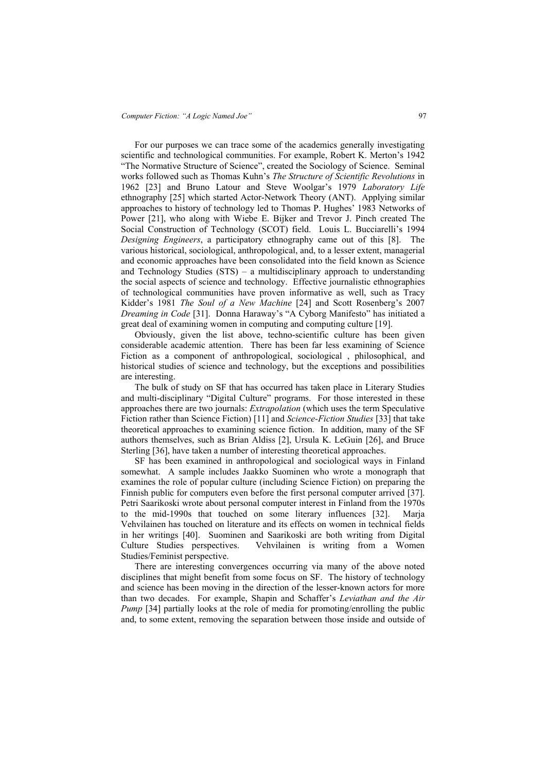For our purposes we can trace some of the academics generally investigating scientific and technological communities. For example, Robert K. Merton's 1942 "The Normative Structure of Science", created the Sociology of Science. Seminal works followed such as Thomas Kuhn's *The Structure of Scientific Revolutions* in 1962 [23] and Bruno Latour and Steve Woolgar's 1979 *Laboratory Life* ethnography [25] which started Actor-Network Theory (ANT). Applying similar approaches to history of technology led to Thomas P. Hughes' 1983 Networks of Power [21], who along with Wiebe E. Bijker and Trevor J. Pinch created The Social Construction of Technology (SCOT) field. Louis L. Bucciarelli's 1994 *Designing Engineers*, a participatory ethnography came out of this [8]. The various historical, sociological, anthropological, and, to a lesser extent, managerial and economic approaches have been consolidated into the field known as Science and Technology Studies (STS) – a multidisciplinary approach to understanding the social aspects of science and technology. Effective journalistic ethnographies of technological communities have proven informative as well, such as Tracy Kidder's 1981 *The Soul of a New Machine* [24] and Scott Rosenberg's 2007 *Dreaming in Code* [31]. Donna Haraway's "A Cyborg Manifesto" has initiated a great deal of examining women in computing and computing culture [19].

Obviously, given the list above, techno-scientific culture has been given considerable academic attention. There has been far less examining of Science Fiction as a component of anthropological, sociological , philosophical, and historical studies of science and technology, but the exceptions and possibilities are interesting.

The bulk of study on SF that has occurred has taken place in Literary Studies and multi-disciplinary "Digital Culture" programs. For those interested in these approaches there are two journals: *Extrapolation* (which uses the term Speculative Fiction rather than Science Fiction) [11] and *Science-Fiction Studies* [33] that take theoretical approaches to examining science fiction. In addition, many of the SF authors themselves, such as Brian Aldiss [2], Ursula K. LeGuin [26], and Bruce Sterling [36], have taken a number of interesting theoretical approaches.

SF has been examined in anthropological and sociological ways in Finland somewhat. A sample includes Jaakko Suominen who wrote a monograph that examines the role of popular culture (including Science Fiction) on preparing the Finnish public for computers even before the first personal computer arrived [37]. Petri Saarikoski wrote about personal computer interest in Finland from the 1970s to the mid-1990s that touched on some literary influences [32]. Marja Vehvilainen has touched on literature and its effects on women in technical fields in her writings [40]. Suominen and Saarikoski are both writing from Digital Culture Studies perspectives. Vehvilainen is writing from a Women Studies/Feminist perspective.

There are interesting convergences occurring via many of the above noted disciplines that might benefit from some focus on SF. The history of technology and science has been moving in the direction of the lesser-known actors for more than two decades. For example, Shapin and Schaffer's *Leviathan and the Air Pump* [34] partially looks at the role of media for promoting/enrolling the public and, to some extent, removing the separation between those inside and outside of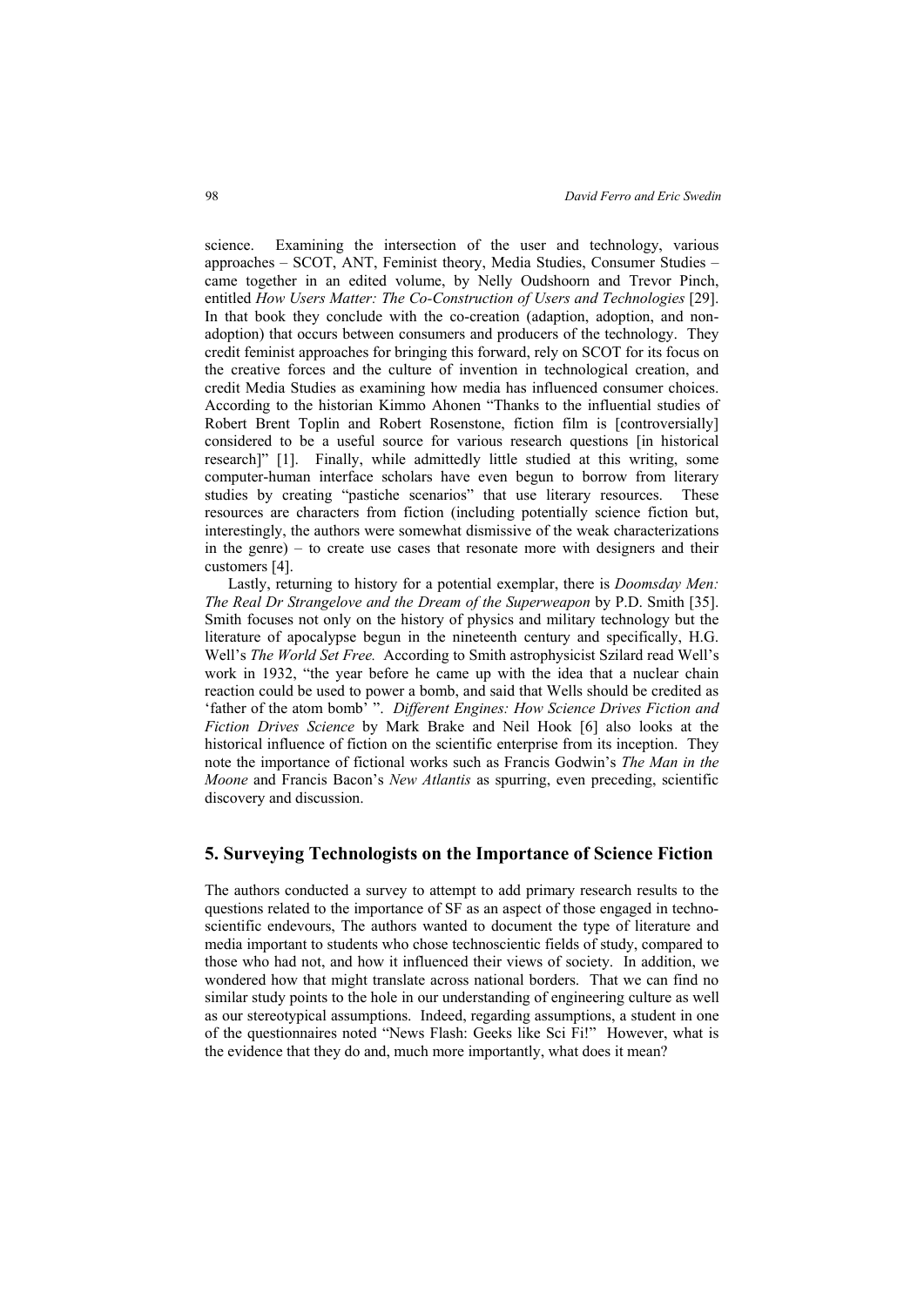science. Examining the intersection of the user and technology, various approaches – SCOT, ANT, Feminist theory, Media Studies, Consumer Studies – came together in an edited volume, by Nelly Oudshoorn and Trevor Pinch, entitled *How Users Matter: The Co-Construction of Users and Technologies* [29]. In that book they conclude with the co-creation (adaption, adoption, and non-adoption) that occurs between consumers and producers of the technology. They credit feminist approaches for bringing this forward, rely on SCOT for its focus on the creative forces and the culture of invention in technological creation, and credit Media Studies as examining how media has influenced consumer choices. According to the historian Kimmo Ahonen "Thanks to the influential studies of Robert Brent Toplin and Robert Rosenstone, fiction film is [controversially] considered to be a useful source for various research questions [in historical research]" [1]. Finally, while admittedly little studied at this writing, some computer-human interface scholars have even begun to borrow from literary studies by creating "pastiche scenarios" that use literary resources. These resources are characters from fiction (including potentially science fiction but, interestingly, the authors were somewhat dismissive of the weak characterizations in the genre) – to create use cases that resonate more with designers and their customers [4].

Lastly, returning to history for a potential exemplar, there is *Doomsday Men: The Real Dr Strangelove and the Dream of the Superweapon* by P.D. Smith [35]. Smith focuses not only on the history of physics and military technology but the literature of apocalypse begun in the nineteenth century and specifically, H.G. Well's *The World Set Free.* According to Smith astrophysicist Szilard read Well's work in 1932, "the year before he came up with the idea that a nuclear chain reaction could be used to power a bomb, and said that Wells should be credited as 'father of the atom bomb' ". *Different Engines: How Science Drives Fiction and Fiction Drives Science* by Mark Brake and Neil Hook [6] also looks at the historical influence of fiction on the scientific enterprise from its inception. They note the importance of fictional works such as Francis Godwin's *The Man in the Moone* and Francis Bacon's *New Atlantis* as spurring, even preceding, scientific discovery and discussion.

## 5. Surveying Technologists on the Importance of Science Fiction

The authors conducted a survey to attempt to add primary research results to the questions related to the importance of SF as an aspect of those engaged in techno-scientific endevours, The authors wanted to document the type of literature and media important to students who chose technoscientic fields of study, compared to those who had not, and how it influenced their views of society. In addition, we wondered how that might translate across national borders. That we can find no similar study points to the hole in our understanding of engineering culture as well as our stereotypical assumptions. Indeed, regarding assumptions, a student in one of the questionnaires noted "News Flash: Geeks like Sci Fi!" However, what is the evidence that they do and, much more importantly, what does it mean?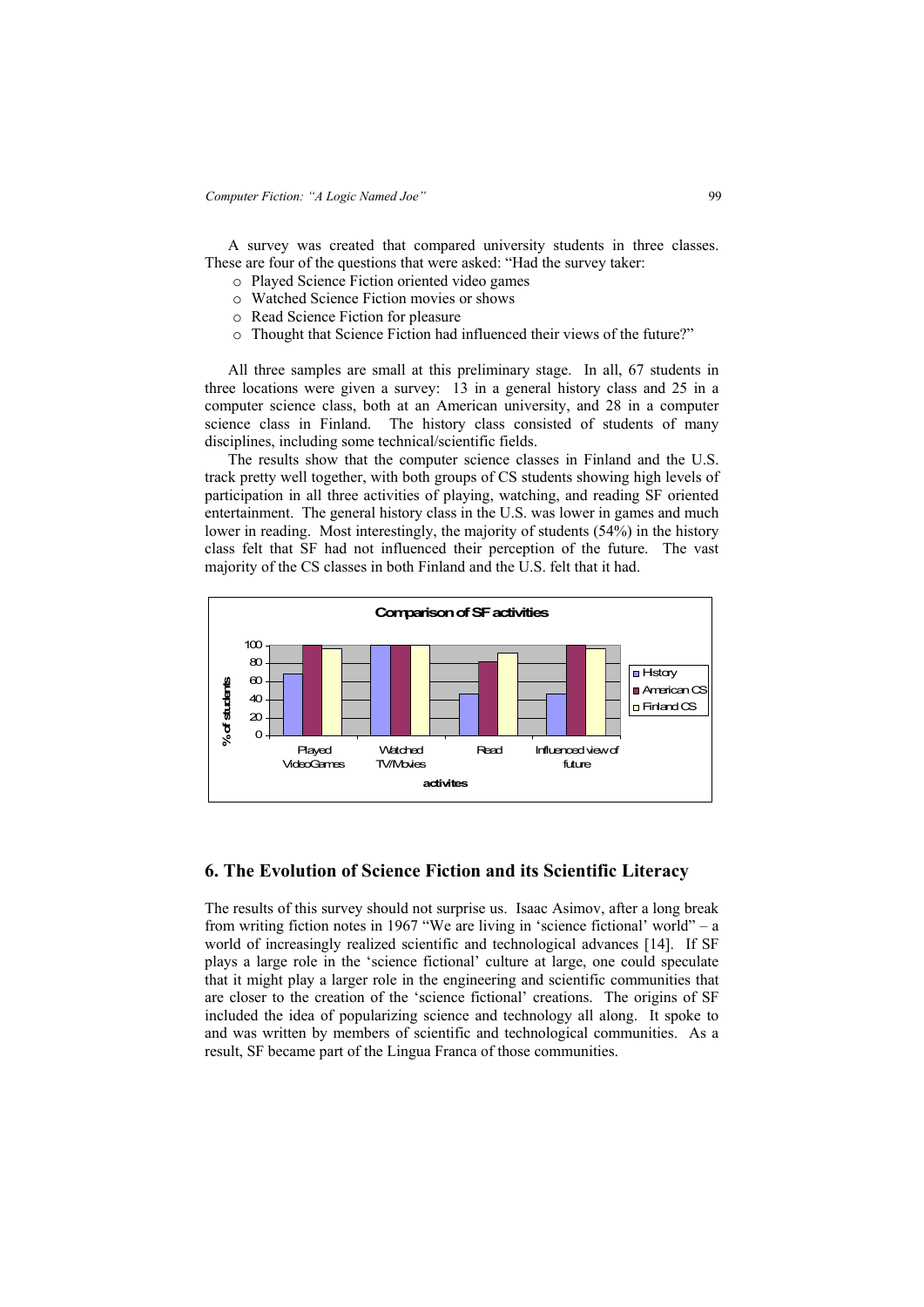A survey was created that compared university students in three classes. These are four of the questions that were asked: "Had the survey taker:

- Played Science Fiction oriented video games
- Watched Science Fiction movies or shows
- Read Science Fiction for pleasure
- Thought that Science Fiction had influenced their views of the future?"

All three samples are small at this preliminary stage. In all, 67 students in three locations were given a survey: 13 in a general history class and 25 in a computer science class, both at an American university, and 28 in a computer science class in Finland. The history class consisted of students of many disciplines, including some technical/scientific fields.

The results show that the computer science classes in Finland and the U.S. track pretty well together, with both groups of CS students showing high levels of participation in all three activities of playing, watching, and reading SF oriented entertainment. The general history class in the U.S. was lower in games and much lower in reading. Most interestingly, the majority of students (54%) in the history class felt that SF had not influenced their perception of the future. The vast majority of the CS classes in both Finland and the U.S. felt that it had.

**Comparison of SF activities**

(Bar chart: y-axis "% of students" 0–100; x-axis "activites": Played VideoGames, Watched TV/Movies, Read, Influenced view of future; legend: History, American CS, Finland CS)

## 6. The Evolution of Science Fiction and its Scientific Literacy

The results of this survey should not surprise us. Isaac Asimov, after a long break from writing fiction notes in 1967 "We are living in 'science fictional' world" – a world of increasingly realized scientific and technological advances [14]. If SF plays a large role in the 'science fictional' culture at large, one could speculate that it might play a larger role in the engineering and scientific communities that are closer to the creation of the 'science fictional' creations. The origins of SF included the idea of popularizing science and technology all along. It spoke to and was written by members of scientific and technological communities. As a result, SF became part of the Lingua Franca of those communities.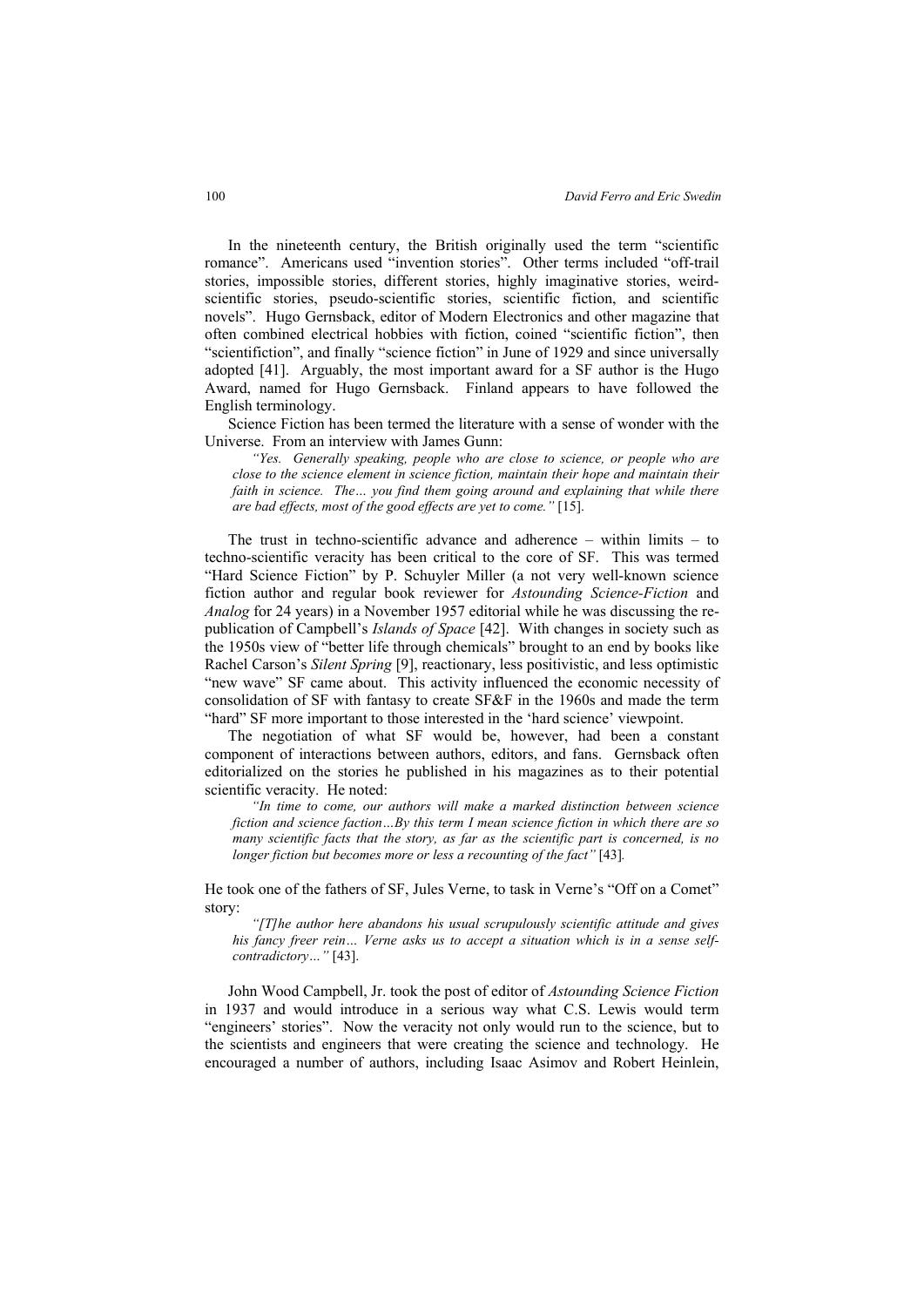In the nineteenth century, the British originally used the term "scientific romance". Americans used "invention stories". Other terms included "off-trail stories, impossible stories, different stories, highly imaginative stories, weird-scientific stories, pseudo-scientific stories, scientific fiction, and scientific novels". Hugo Gernsback, editor of Modern Electronics and other magazine that often combined electrical hobbies with fiction, coined "scientific fiction", then "scientifiction", and finally "science fiction" in June of 1929 and since universally adopted [41]. Arguably, the most important award for a SF author is the Hugo Award, named for Hugo Gernsback. Finland appears to have followed the English terminology.

Science Fiction has been termed the literature with a sense of wonder with the Universe. From an interview with James Gunn:

> *"Yes. Generally speaking, people who are close to science, or people who are close to the science element in science fiction, maintain their hope and maintain their faith in science. The… you find them going around and explaining that while there are bad effects, most of the good effects are yet to come."* [15].

The trust in techno-scientific advance and adherence – within limits – to techno-scientific veracity has been critical to the core of SF. This was termed "Hard Science Fiction" by P. Schuyler Miller (a not very well-known science fiction author and regular book reviewer for *Astounding Science-Fiction* and *Analog* for 24 years) in a November 1957 editorial while he was discussing the re-publication of Campbell's *Islands of Space* [42]. With changes in society such as the 1950s view of "better life through chemicals" brought to an end by books like Rachel Carson's *Silent Spring* [9], reactionary, less positivistic, and less optimistic "new wave" SF came about. This activity influenced the economic necessity of consolidation of SF with fantasy to create SF&F in the 1960s and made the term "hard" SF more important to those interested in the 'hard science' viewpoint.

The negotiation of what SF would be, however, had been a constant component of interactions between authors, editors, and fans. Gernsback often editorialized on the stories he published in his magazines as to their potential scientific veracity. He noted:

> *"In time to come, our authors will make a marked distinction between science fiction and science faction…By this term I mean science fiction in which there are so many scientific facts that the story, as far as the scientific part is concerned, is no longer fiction but becomes more or less a recounting of the fact"* [43].

He took one of the fathers of SF, Jules Verne, to task in Verne's "Off on a Comet" story:

> *"[T]he author here abandons his usual scrupulously scientific attitude and gives his fancy freer rein… Verne asks us to accept a situation which is in a sense self-contradictory…"* [43].

John Wood Campbell, Jr. took the post of editor of *Astounding Science Fiction* in 1937 and would introduce in a serious way what C.S. Lewis would term "engineers' stories". Now the veracity not only would run to the science, but to the scientists and engineers that were creating the science and technology. He encouraged a number of authors, including Isaac Asimov and Robert Heinlein,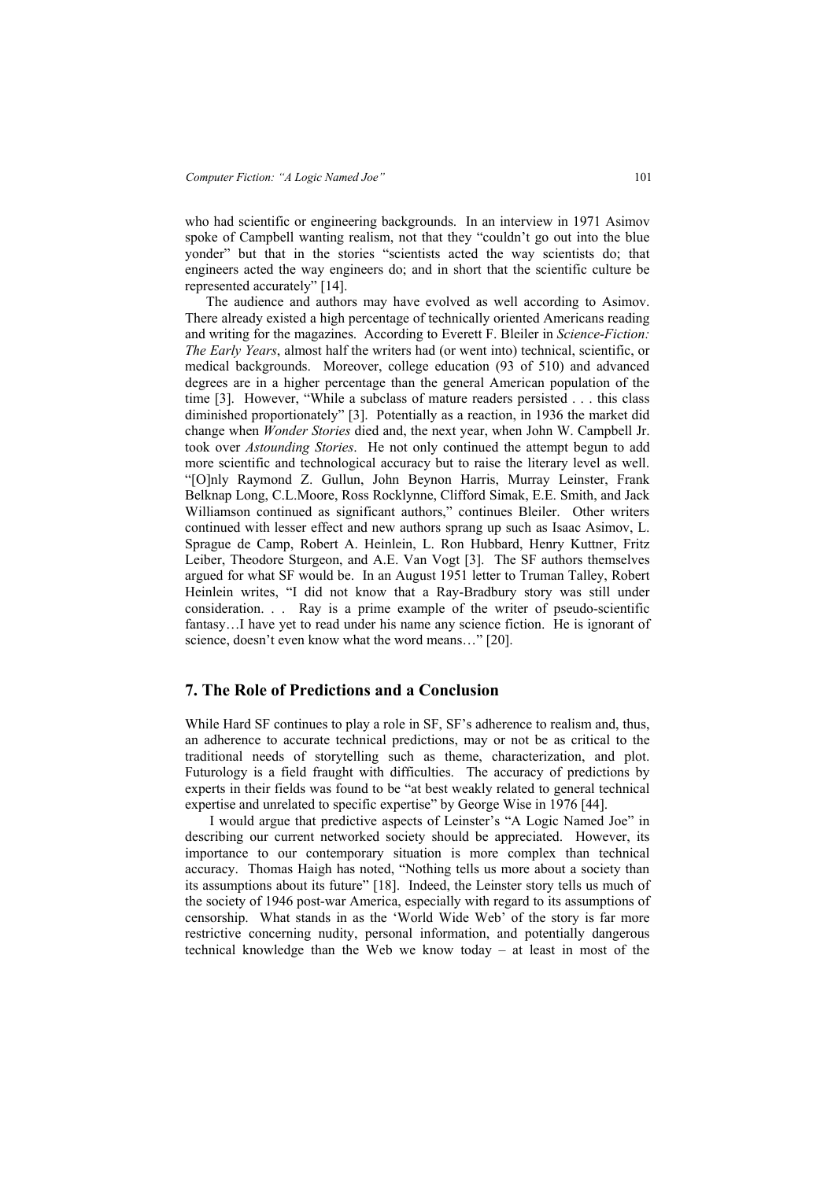who had scientific or engineering backgrounds. In an interview in 1971 Asimov spoke of Campbell wanting realism, not that they "couldn't go out into the blue yonder" but that in the stories "scientists acted the way scientists do; that engineers acted the way engineers do; and in short that the scientific culture be represented accurately" [14].

The audience and authors may have evolved as well according to Asimov. There already existed a high percentage of technically oriented Americans reading and writing for the magazines. According to Everett F. Bleiler in *Science-Fiction: The Early Years*, almost half the writers had (or went into) technical, scientific, or medical backgrounds. Moreover, college education (93 of 510) and advanced degrees are in a higher percentage than the general American population of the time [3]. However, "While a subclass of mature readers persisted . . . this class diminished proportionately" [3]. Potentially as a reaction, in 1936 the market did change when *Wonder Stories* died and, the next year, when John W. Campbell Jr. took over *Astounding Stories*. He not only continued the attempt begun to add more scientific and technological accuracy but to raise the literary level as well. "[O]nly Raymond Z. Gullun, John Beynon Harris, Murray Leinster, Frank Belknap Long, C.L.Moore, Ross Rocklynne, Clifford Simak, E.E. Smith, and Jack Williamson continued as significant authors," continues Bleiler. Other writers continued with lesser effect and new authors sprang up such as Isaac Asimov, L. Sprague de Camp, Robert A. Heinlein, L. Ron Hubbard, Henry Kuttner, Fritz Leiber, Theodore Sturgeon, and A.E. Van Vogt [3]. The SF authors themselves argued for what SF would be. In an August 1951 letter to Truman Talley, Robert Heinlein writes, "I did not know that a Ray-Bradbury story was still under consideration. . . Ray is a prime example of the writer of pseudo-scientific fantasy…I have yet to read under his name any science fiction. He is ignorant of science, doesn't even know what the word means…" [20].

## 7. The Role of Predictions and a Conclusion

While Hard SF continues to play a role in SF, SF's adherence to realism and, thus, an adherence to accurate technical predictions, may or not be as critical to the traditional needs of storytelling such as theme, characterization, and plot. Futurology is a field fraught with difficulties. The accuracy of predictions by experts in their fields was found to be "at best weakly related to general technical expertise and unrelated to specific expertise" by George Wise in 1976 [44].

I would argue that predictive aspects of Leinster's "A Logic Named Joe" in describing our current networked society should be appreciated. However, its importance to our contemporary situation is more complex than technical accuracy. Thomas Haigh has noted, "Nothing tells us more about a society than its assumptions about its future" [18]. Indeed, the Leinster story tells us much of the society of 1946 post-war America, especially with regard to its assumptions of censorship. What stands in as the 'World Wide Web' of the story is far more restrictive concerning nudity, personal information, and potentially dangerous technical knowledge than the Web we know today – at least in most of the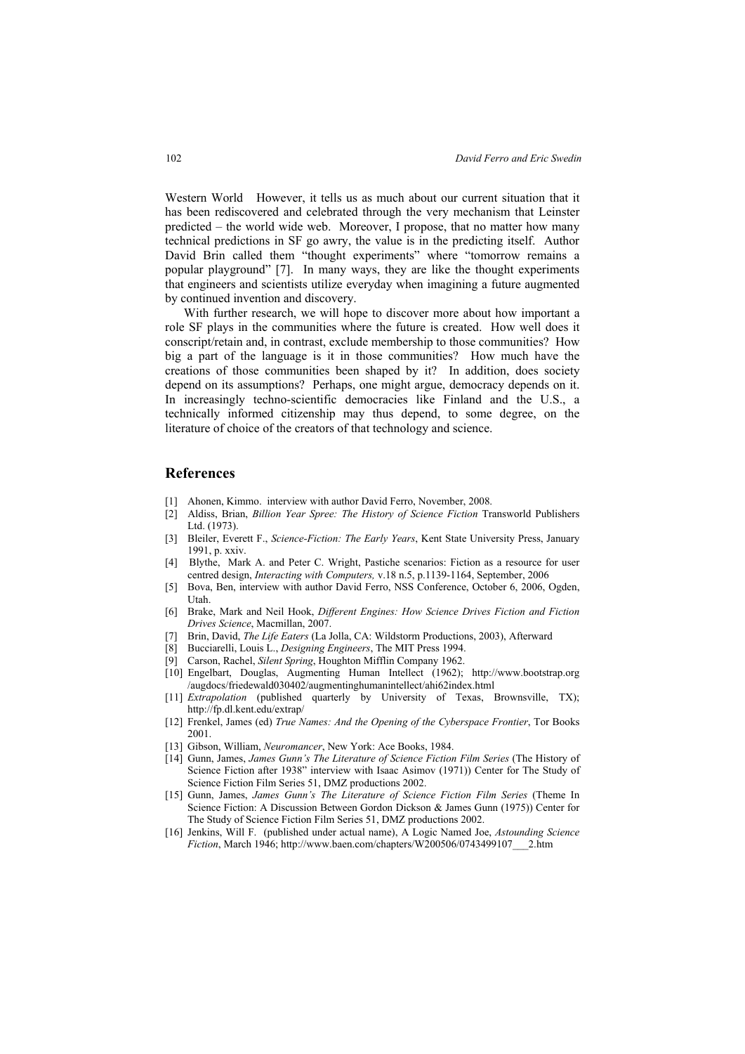Western World However, it tells us as much about our current situation that it has been rediscovered and celebrated through the very mechanism that Leinster predicted – the world wide web. Moreover, I propose, that no matter how many technical predictions in SF go awry, the value is in the predicting itself. Author David Brin called them "thought experiments" where "tomorrow remains a popular playground" [7]. In many ways, they are like the thought experiments that engineers and scientists utilize everyday when imagining a future augmented by continued invention and discovery.

With further research, we will hope to discover more about how important a role SF plays in the communities where the future is created. How well does it conscript/retain and, in contrast, exclude membership to those communities? How big a part of the language is it in those communities? How much have the creations of those communities been shaped by it? In addition, does society depend on its assumptions? Perhaps, one might argue, democracy depends on it. In increasingly techno-scientific democracies like Finland and the U.S., a technically informed citizenship may thus depend, to some degree, on the literature of choice of the creators of that technology and science.

## References

[1] Ahonen, Kimmo. interview with author David Ferro, November, 2008.

[2] Aldiss, Brian, *Billion Year Spree: The History of Science Fiction* Transworld Publishers Ltd. (1973).

[3] Bleiler, Everett F., *Science-Fiction: The Early Years*, Kent State University Press, January 1991, p. xxiv.

[4] Blythe, Mark A. and Peter C. Wright, Pastiche scenarios: Fiction as a resource for user centred design, *Interacting with Computers,* v.18 n.5, p.1139-1164, September, 2006

[5] Bova, Ben, interview with author David Ferro, NSS Conference, October 6, 2006, Ogden, Utah.

[6] Brake, Mark and Neil Hook, *Different Engines: How Science Drives Fiction and Fiction Drives Science*, Macmillan, 2007.

[7] Brin, David, *The Life Eaters* (La Jolla, CA: Wildstorm Productions, 2003), Afterward

[8] Bucciarelli, Louis L., *Designing Engineers*, The MIT Press 1994.

[9] Carson, Rachel, *Silent Spring*, Houghton Mifflin Company 1962.

[10] Engelbart, Douglas, Augmenting Human Intellect (1962); http://www.bootstrap.org /augdocs/friedewald030402/augmentinghumanintellect/ahi62index.html

[11] *Extrapolation* (published quarterly by University of Texas, Brownsville, TX); http://fp.dl.kent.edu/extrap/

[12] Frenkel, James (ed) *True Names: And the Opening of the Cyberspace Frontier*, Tor Books 2001.

[13] Gibson, William, *Neuromancer*, New York: Ace Books, 1984.

[14] Gunn, James, *James Gunn's The Literature of Science Fiction Film Series* (The History of Science Fiction after 1938" interview with Isaac Asimov (1971)) Center for The Study of Science Fiction Film Series 51, DMZ productions 2002.

[15] Gunn, James, *James Gunn's The Literature of Science Fiction Film Series* (Theme In Science Fiction: A Discussion Between Gordon Dickson & James Gunn (1975)) Center for The Study of Science Fiction Film Series 51, DMZ productions 2002.

[16] Jenkins, Will F. (published under actual name), A Logic Named Joe, *Astounding Science Fiction*, March 1946; http://www.baen.com/chapters/W200506/0743499107___2.htm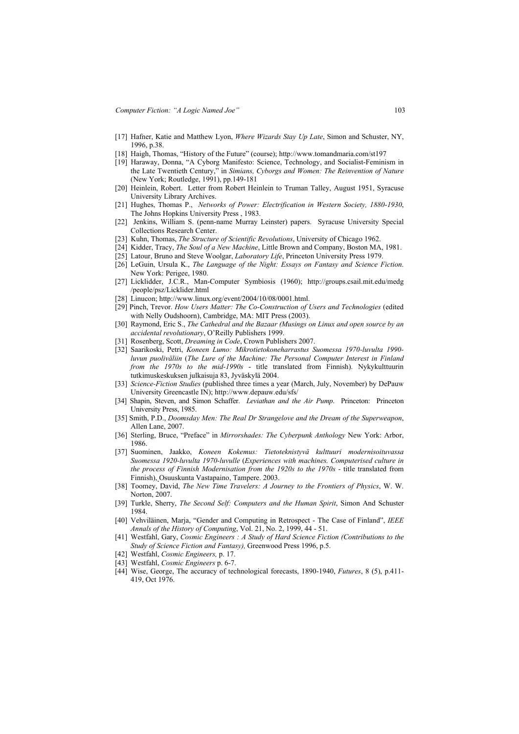[17] Hafner, Katie and Matthew Lyon, *Where Wizards Stay Up Late*, Simon and Schuster, NY, 1996, p.38.

[18] Haigh, Thomas, "History of the Future" (course); http://www.tomandmaria.com/st197

[19] Haraway, Donna, "A Cyborg Manifesto: Science, Technology, and Socialist-Feminism in the Late Twentieth Century," in *Simians, Cyborgs and Women: The Reinvention of Nature* (New York; Routledge, 1991), pp.149-181

[20] Heinlein, Robert. Letter from Robert Heinlein to Truman Talley, August 1951, Syracuse University Library Archives.

[21] Hughes, Thomas P., *Networks of Power: Electrification in Western Society, 1880-1930*, The Johns Hopkins University Press , 1983.

[22] Jenkins, William S. (penn-name Murray Leinster) papers. Syracuse University Special Collections Research Center.

[23] Kuhn, Thomas, *The Structure of Scientific Revolutions*, University of Chicago 1962.

[24] Kidder, Tracy, *The Soul of a New Machine*, Little Brown and Company, Boston MA, 1981.

[25] Latour, Bruno and Steve Woolgar, *Laboratory Life*, Princeton University Press 1979.

[26] LeGuin, Ursula K., *The Language of the Night: Essays on Fantasy and Science Fiction*. New York: Perigee, 1980.

[27] Licklidder, J.C.R., Man-Computer Symbiosis (1960); http://groups.csail.mit.edu/medg/people/psz/Licklider.html

[28] Linucon; http://www.linux.org/event/2004/10/08/0001.html.

[29] Pinch, Trevor. *How Users Matter: The Co-Construction of Users and Technologies* (edited with Nelly Oudshoorn), Cambridge, MA: MIT Press (2003).

[30] Raymond, Eric S., *The Cathedral and the Bazaar (Musings on Linux and open source by an accidental revolutionary*, O'Reilly Publishers 1999.

[31] Rosenberg, Scott, *Dreaming in Code*, Crown Publishers 2007.

[32] Saarikoski, Petri, *Koneen Lumo: Mikrotietokoneharrastus Suomessa 1970-luvulta 1990-luvun puoliväliin* (*The Lure of the Machine: The Personal Computer Interest in Finland from the 1970s to the mid-1990s* - title translated from Finnish). Nykykulttuurin tutkimuskeskuksen julkaisuja 83, Jyväskylä 2004.

[33] *Science-Fiction Studies* (published three times a year (March, July, November) by DePauw University Greencastle IN); http://www.depauw.edu/sfs/

[34] Shapin, Steven, and Simon Schaffer. *Leviathan and the Air Pump*. Princeton: Princeton University Press, 1985.

[35] Smith, P.D., *Doomsday Men: The Real Dr Strangelove and the Dream of the Superweapon*, Allen Lane, 2007.

[36] Sterling, Bruce, "Preface" in *Mirrorshades: The Cyberpunk Anthology* New York: Arbor, 1986.

[37] Suominen, Jaakko, *Koneen Kokemus: Tietoteknistyvä kulttuuri modernisoituvassa Suomessa 1920-luvulta 1970-luvulle* (*Experiences with machines. Computerised culture in the process of Finnish Modernisation from the 1920s to the 1970s* - title translated from Finnish), Osuuskunta Vastapaino, Tampere. 2003.

[38] Toomey, David, *The New Time Travelers: A Journey to the Frontiers of Physics*, W. W. Norton, 2007.

[39] Turkle, Sherry, *The Second Self: Computers and the Human Spirit*, Simon And Schuster 1984.

[40] Vehviläinen, Marja, "Gender and Computing in Retrospect - The Case of Finland", *IEEE Annals of the History of Computing*, Vol. 21, No. 2, 1999, 44 - 51.

[41] Westfahl, Gary, *Cosmic Engineers : A Study of Hard Science Fiction (Contributions to the Study of Science Fiction and Fantasy),* Greenwood Press 1996, p.5.

[42] Westfahl, *Cosmic Engineers,* p. 17.

[43] Westfahl, *Cosmic Engineers* p. 6-7.

[44] Wise, George, The accuracy of technological forecasts, 1890-1940, *Futures*, 8 (5), p.411-419, Oct 1976.